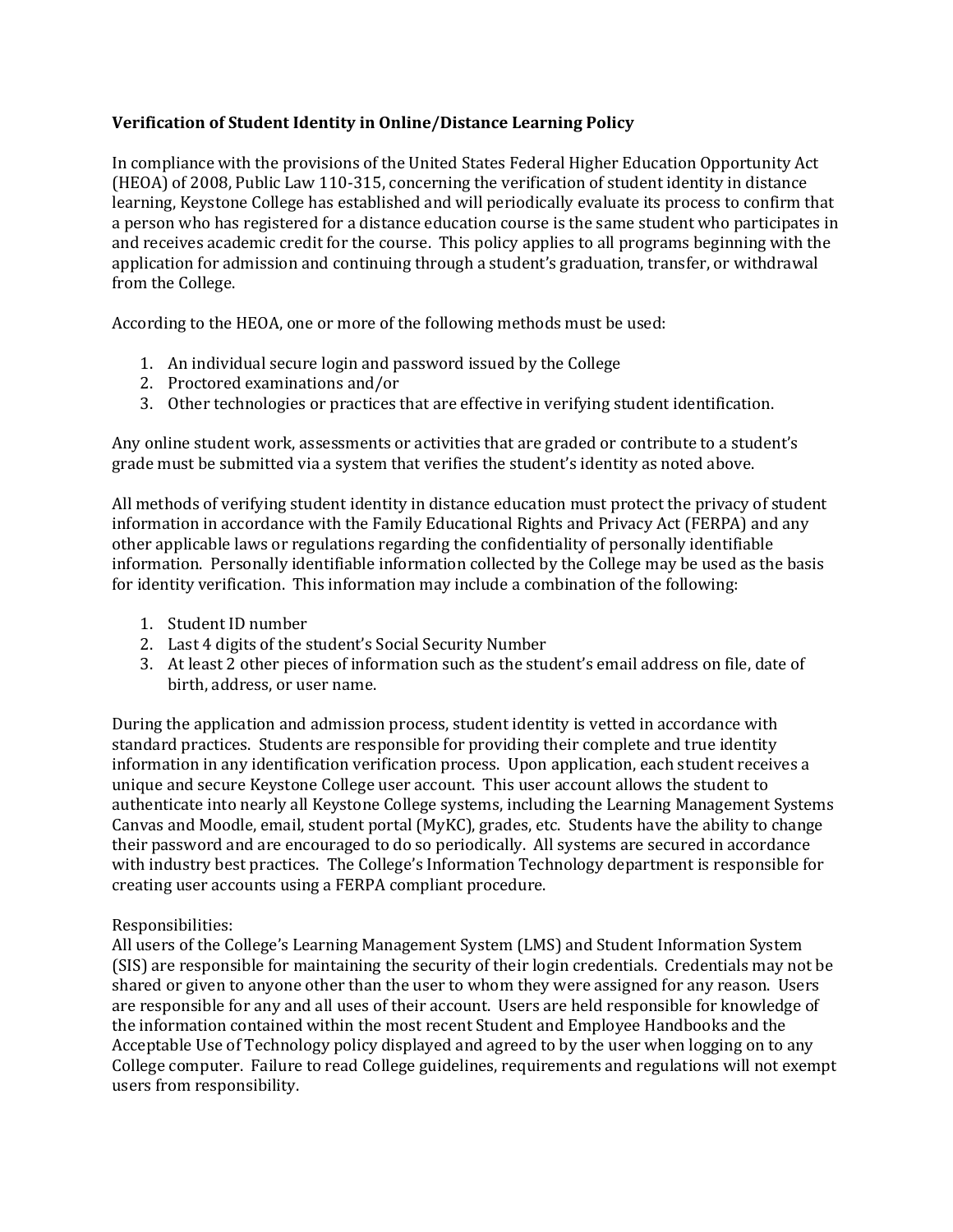**Verification of Student Identity in Online/Distance Learning Policy**

In compliance with the provisions of the United States Federal Higher Education Opportunity Act (HEOA) of 2008, Public Law 110-315, concerning the verification of student identity in distance learning, Keystone College has established and will periodically evaluate its process to confirm that a person who has registered for a distance education course is the same student who participates in and receives academic credit for the course. This policy applies to all programs beginning with the application for admission and continuing through a student's graduation, transfer, or withdrawal from the College.

According to the HEOA, one or more of the following methods must be used:

1. An individual secure login and password issued by the College
2. Proctored examinations and/or
3. Other technologies or practices that are effective in verifying student identification.

Any online student work, assessments or activities that are graded or contribute to a student's grade must be submitted via a system that verifies the student's identity as noted above.

All methods of verifying student identity in distance education must protect the privacy of student information in accordance with the Family Educational Rights and Privacy Act (FERPA) and any other applicable laws or regulations regarding the confidentiality of personally identifiable information. Personally identifiable information collected by the College may be used as the basis for identity verification. This information may include a combination of the following:

1. Student ID number
2. Last 4 digits of the student's Social Security Number
3. At least 2 other pieces of information such as the student's email address on file, date of birth, address, or user name.

During the application and admission process, student identity is vetted in accordance with standard practices. Students are responsible for providing their complete and true identity information in any identification verification process. Upon application, each student receives a unique and secure Keystone College user account. This user account allows the student to authenticate into nearly all Keystone College systems, including the Learning Management Systems Canvas and Moodle, email, student portal (MyKC), grades, etc. Students have the ability to change their password and are encouraged to do so periodically. All systems are secured in accordance with industry best practices. The College's Information Technology department is responsible for creating user accounts using a FERPA compliant procedure.

Responsibilities:
All users of the College's Learning Management System (LMS) and Student Information System (SIS) are responsible for maintaining the security of their login credentials. Credentials may not be shared or given to anyone other than the user to whom they were assigned for any reason. Users are responsible for any and all uses of their account. Users are held responsible for knowledge of the information contained within the most recent Student and Employee Handbooks and the Acceptable Use of Technology policy displayed and agreed to by the user when logging on to any College computer. Failure to read College guidelines, requirements and regulations will not exempt users from responsibility.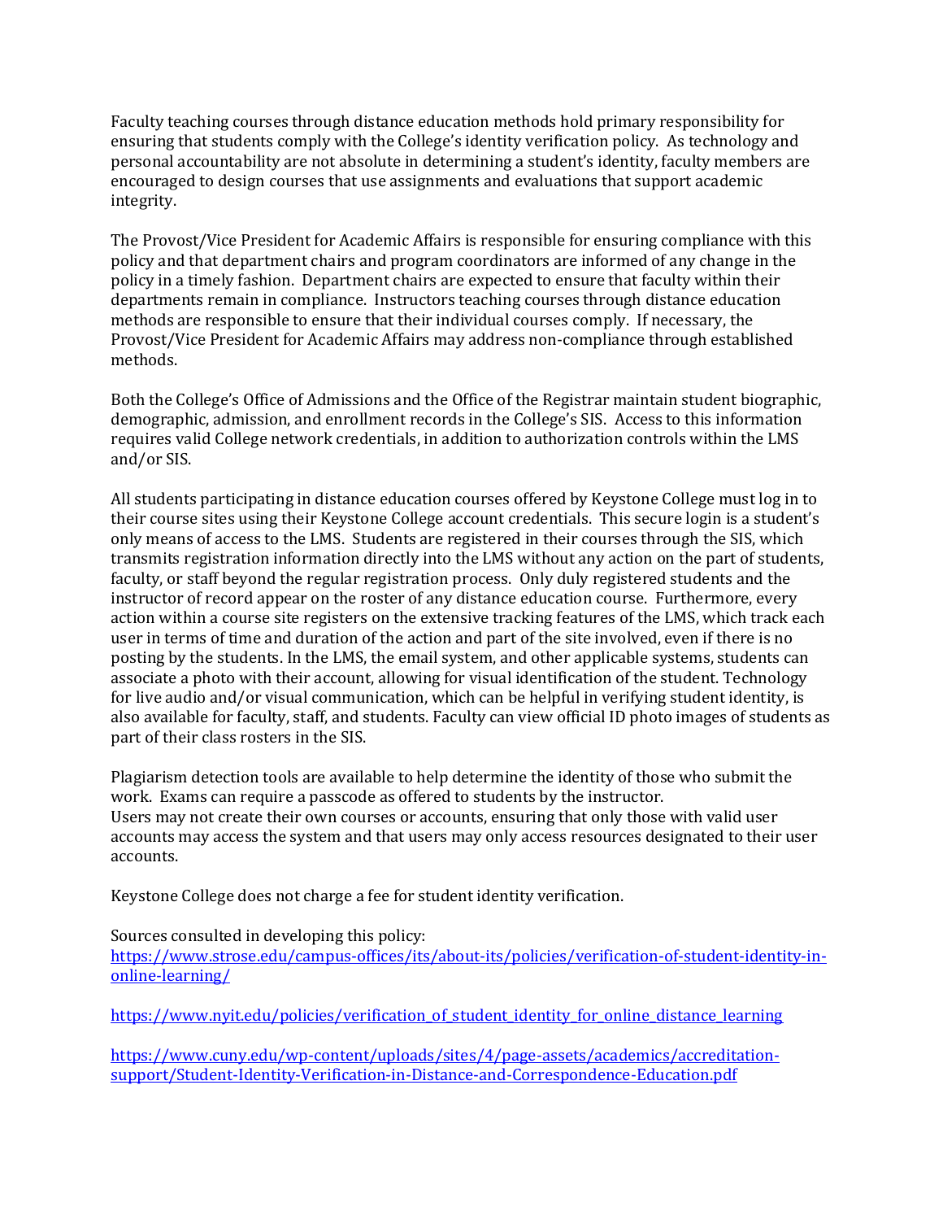Faculty teaching courses through distance education methods hold primary responsibility for ensuring that students comply with the College's identity verification policy. As technology and personal accountability are not absolute in determining a student's identity, faculty members are encouraged to design courses that use assignments and evaluations that support academic integrity.

The Provost/Vice President for Academic Affairs is responsible for ensuring compliance with this policy and that department chairs and program coordinators are informed of any change in the policy in a timely fashion. Department chairs are expected to ensure that faculty within their departments remain in compliance. Instructors teaching courses through distance education methods are responsible to ensure that their individual courses comply. If necessary, the Provost/Vice President for Academic Affairs may address non-compliance through established methods.

Both the College's Office of Admissions and the Office of the Registrar maintain student biographic, demographic, admission, and enrollment records in the College's SIS. Access to this information requires valid College network credentials, in addition to authorization controls within the LMS and/or SIS.

All students participating in distance education courses offered by Keystone College must log in to their course sites using their Keystone College account credentials. This secure login is a student's only means of access to the LMS. Students are registered in their courses through the SIS, which transmits registration information directly into the LMS without any action on the part of students, faculty, or staff beyond the regular registration process. Only duly registered students and the instructor of record appear on the roster of any distance education course. Furthermore, every action within a course site registers on the extensive tracking features of the LMS, which track each user in terms of time and duration of the action and part of the site involved, even if there is no posting by the students. In the LMS, the email system, and other applicable systems, students can associate a photo with their account, allowing for visual identification of the student. Technology for live audio and/or visual communication, which can be helpful in verifying student identity, is also available for faculty, staff, and students. Faculty can view official ID photo images of students as part of their class rosters in the SIS.

Plagiarism detection tools are available to help determine the identity of those who submit the work. Exams can require a passcode as offered to students by the instructor.
Users may not create their own courses or accounts, ensuring that only those with valid user accounts may access the system and that users may only access resources designated to their user accounts.

Keystone College does not charge a fee for student identity verification.

Sources consulted in developing this policy:
https://www.strose.edu/campus-offices/its/about-its/policies/verification-of-student-identity-in-online-learning/

https://www.nyit.edu/policies/verification_of_student_identity_for_online_distance_learning

https://www.cuny.edu/wp-content/uploads/sites/4/page-assets/academics/accreditation-support/Student-Identity-Verification-in-Distance-and-Correspondence-Education.pdf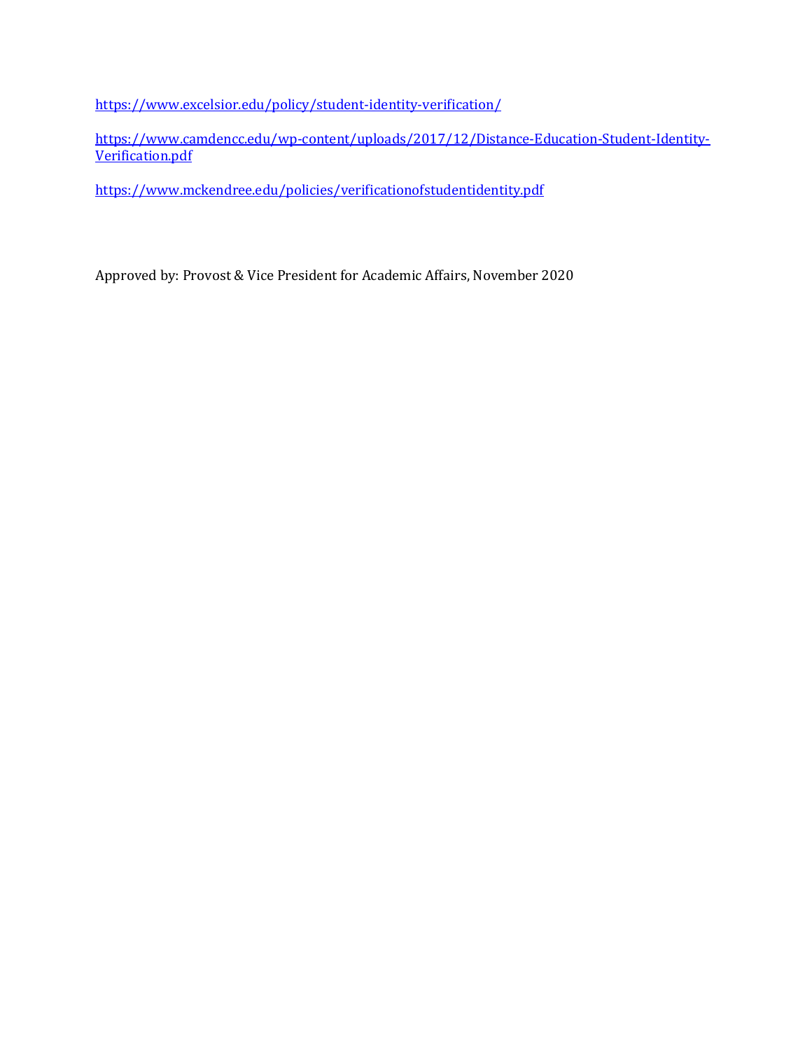https://www.excelsior.edu/policy/student-identity-verification/

https://www.camdencc.edu/wp-content/uploads/2017/12/Distance-Education-Student-Identity-Verification.pdf

https://www.mckendree.edu/policies/verificationofstudentidentity.pdf

Approved by: Provost & Vice President for Academic Affairs, November 2020